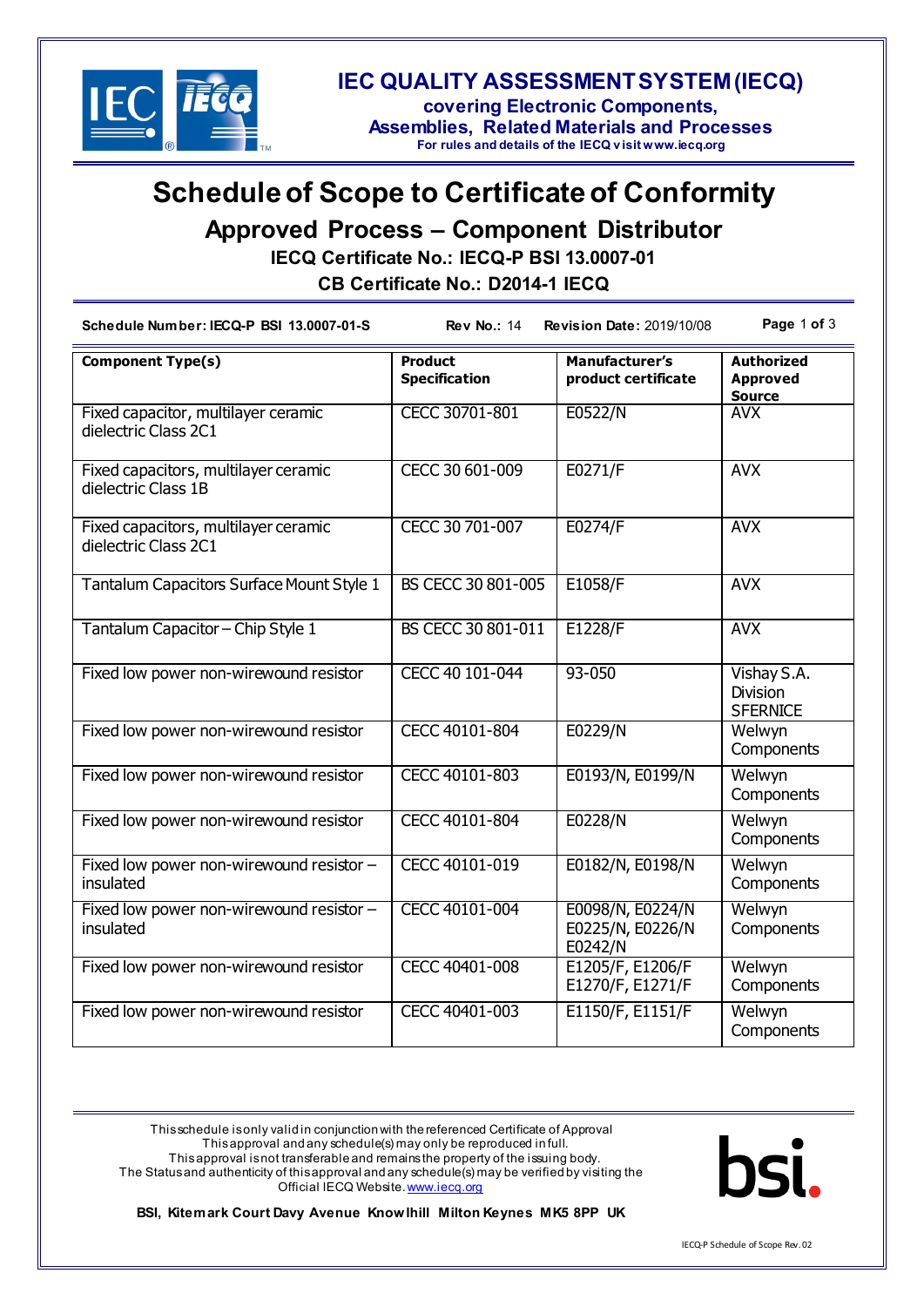# IEC QUALITY ASSESSMENT SYSTEM (IECQ)

**covering Electronic Components, Assemblies, Related Materials and Processes**

**For rules and details of the IECQ visit www.iecq.org**

# Schedule of Scope to Certificate of Conformity

## Approved Process – Component Distributor

### IECQ Certificate No.: IECQ-P BSI 13.0007-01

### CB Certificate No.: D2014-1 IECQ

**Schedule Number: IECQ-P BSI 13.0007-01-S** **Rev No.:** 14 **Revision Date:** 2019/10/08 **Page** 1 **of** 3

| **Component Type(s)** | **Product Specification** | **Manufacturer's product certificate** | **Authorized Approved Source** |
|---|---|---|---|
| Fixed capacitor, multilayer ceramic dielectric Class 2C1 | CECC 30701-801 | E0522/N | AVX |
| Fixed capacitors, multilayer ceramic dielectric Class 1B | CECC 30 601-009 | E0271/F | AVX |
| Fixed capacitors, multilayer ceramic dielectric Class 2C1 | CECC 30 701-007 | E0274/F | AVX |
| Tantalum Capacitors Surface Mount Style 1 | BS CECC 30 801-005 | E1058/F | AVX |
| Tantalum Capacitor – Chip Style 1 | BS CECC 30 801-011 | E1228/F | AVX |
| Fixed low power non-wirewound resistor | CECC 40 101-044 | 93-050 | Vishay S.A. Division SFERNICE |
| Fixed low power non-wirewound resistor | CECC 40101-804 | E0229/N | Welwyn Components |
| Fixed low power non-wirewound resistor | CECC 40101-803 | E0193/N, E0199/N | Welwyn Components |
| Fixed low power non-wirewound resistor | CECC 40101-804 | E0228/N | Welwyn Components |
| Fixed low power non-wirewound resistor – insulated | CECC 40101-019 | E0182/N, E0198/N | Welwyn Components |
| Fixed low power non-wirewound resistor – insulated | CECC 40101-004 | E0098/N, E0224/N E0225/N, E0226/N E0242/N | Welwyn Components |
| Fixed low power non-wirewound resistor | CECC 40401-008 | E1205/F, E1206/F E1270/F, E1271/F | Welwyn Components |
| Fixed low power non-wirewound resistor | CECC 40401-003 | E1150/F, E1151/F | Welwyn Components |

This schedule is only valid in conjunction with the referenced Certificate of Approval
This approval and any schedule(s) may only be reproduced in full.
This approval is not transferable and remains the property of the issuing body.
The Status and authenticity of this approval and any schedule(s) may be verified by visiting the Official IECQ Website. www.iecq.org

**BSI, Kitemark Court Davy Avenue Knowlhill Milton Keynes MK5 8PP UK**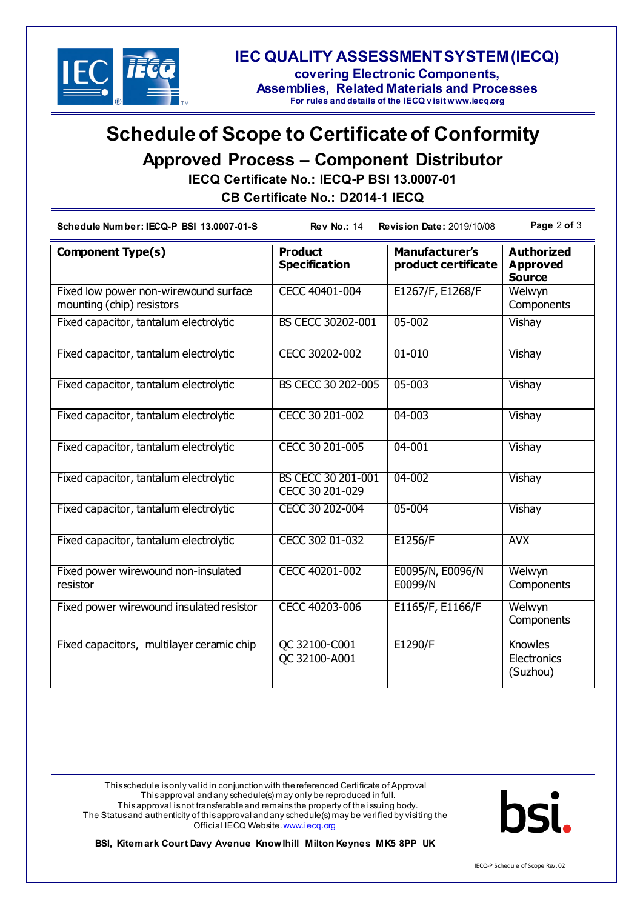# IEC QUALITY ASSESSMENT SYSTEM (IECQ)

**covering Electronic Components, Assemblies, Related Materials and Processes**

**For rules and details of the IECQ visit www.iecq.org**

# Schedule of Scope to Certificate of Conformity

## Approved Process – Component Distributor

### IECQ Certificate No.: IECQ-P BSI 13.0007-01

### CB Certificate No.: D2014-1 IECQ

**Schedule Number: IECQ-P BSI 13.0007-01-S** **Rev No.:** 14 **Revision Date:** 2019/10/08

| Component Type(s) | Product Specification | Manufacturer's product certificate | Authorized Approved Source |
|---|---|---|---|
| Fixed low power non-wirewound surface mounting (chip) resistors | CECC 40401-004 | E1267/F, E1268/F | Welwyn Components |
| Fixed capacitor, tantalum electrolytic | BS CECC 30202-001 | 05-002 | Vishay |
| Fixed capacitor, tantalum electrolytic | CECC 30202-002 | 01-010 | Vishay |
| Fixed capacitor, tantalum electrolytic | BS CECC 30 202-005 | 05-003 | Vishay |
| Fixed capacitor, tantalum electrolytic | CECC 30 201-002 | 04-003 | Vishay |
| Fixed capacitor, tantalum electrolytic | CECC 30 201-005 | 04-001 | Vishay |
| Fixed capacitor, tantalum electrolytic | BS CECC 30 201-001<br>CECC 30 201-029 | 04-002 | Vishay |
| Fixed capacitor, tantalum electrolytic | CECC 30 202-004 | 05-004 | Vishay |
| Fixed capacitor, tantalum electrolytic | CECC 302 01-032 | E1256/F | AVX |
| Fixed power wirewound non-insulated resistor | CECC 40201-002 | E0095/N, E0096/N<br>E0099/N | Welwyn Components |
| Fixed power wirewound insulated resistor | CECC 40203-006 | E1165/F, E1166/F | Welwyn Components |
| Fixed capacitors, multilayer ceramic chip | QC 32100-C001<br>QC 32100-A001 | E1290/F | Knowles Electronics (Suzhou) |

This schedule is only valid in conjunction with the referenced Certificate of Approval
This approval and any schedule(s) may only be reproduced in full.
This approval is not transferable and remains the property of the issuing body.
The Status and authenticity of this approval and any schedule(s) may be verified by visiting the Official IECQ Website. www.iecq.org

**BSI, Kitemark Court Davy Avenue Knowlhill Milton Keynes MK5 8PP UK**

IECQ-P Schedule of Scope Rev. 02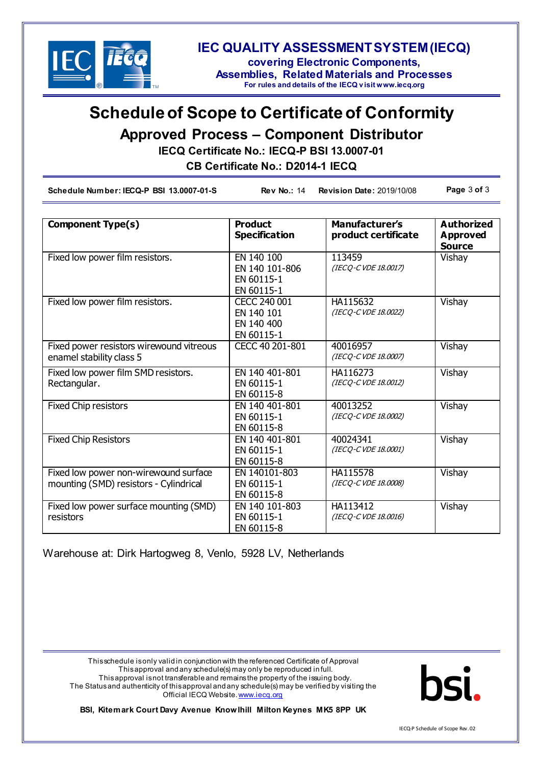# IEC QUALITY ASSESSMENT SYSTEM (IECQ)

**covering Electronic Components, Assemblies, Related Materials and Processes**

For rules and details of the IECQ visit www.iecq.org

# Schedule of Scope to Certificate of Conformity

## Approved Process – Component Distributor

**IECQ Certificate No.: IECQ-P BSI 13.0007-01**

**CB Certificate No.: D2014-1 IECQ**

**Schedule Number: IECQ-P BSI 13.0007-01-S** **Rev No.:** 14 **Revision Date:** 2019/10/08

| Component Type(s) | Product Specification | Manufacturer's product certificate | Authorized Approved Source |
|---|---|---|---|
| Fixed low power film resistors. | EN 140 100<br>EN 140 101-806<br>EN 60115-1<br>EN 60115-1 | 113459<br>*(IECQ-C VDE 18.0017)* | Vishay |
| Fixed low power film resistors. | CECC 240 001<br>EN 140 101<br>EN 140 400<br>EN 60115-1 | HA115632<br>*(IECQ-C VDE 18.0022)* | Vishay |
| Fixed power resistors wirewound vitreous enamel stability class 5 | CECC 40 201-801 | 40016957<br>*(IECQ-C VDE 18.0007)* | Vishay |
| Fixed low power film SMD resistors. Rectangular. | EN 140 401-801<br>EN 60115-1<br>EN 60115-8 | HA116273<br>*(IECQ-C VDE 18.0012)* | Vishay |
| Fixed Chip resistors | EN 140 401-801<br>EN 60115-1<br>EN 60115-8 | 40013252<br>*(IECQ-C VDE 18.0002)* | Vishay |
| Fixed Chip Resistors | EN 140 401-801<br>EN 60115-1<br>EN 60115-8 | 40024341<br>*(IECQ-C VDE 18.0001)* | Vishay |
| Fixed low power non-wirewound surface mounting (SMD) resistors - Cylindrical | EN 140101-803<br>EN 60115-1<br>EN 60115-8 | HA115578<br>*(IECQ-C VDE 18.0008)* | Vishay |
| Fixed low power surface mounting (SMD) resistors | EN 140 101-803<br>EN 60115-1<br>EN 60115-8 | HA113412<br>*(IECQ-C VDE 18.0016)* | Vishay |

Warehouse at: Dirk Hartogweg 8, Venlo, 5928 LV, Netherlands

This schedule is only valid in conjunction with the referenced Certificate of Approval
This approval and any schedule(s) may only be reproduced in full.
This approval is not transferable and remains the property of the issuing body.
The Status and authenticity of this approval and any schedule(s) may be verified by visiting the Official IECQ Website. www.iecq.org

**BSI, Kitemark Court Davy Avenue Knowlhill Milton Keynes MK5 8PP UK**

IECQ-P Schedule of Scope Rev. 02